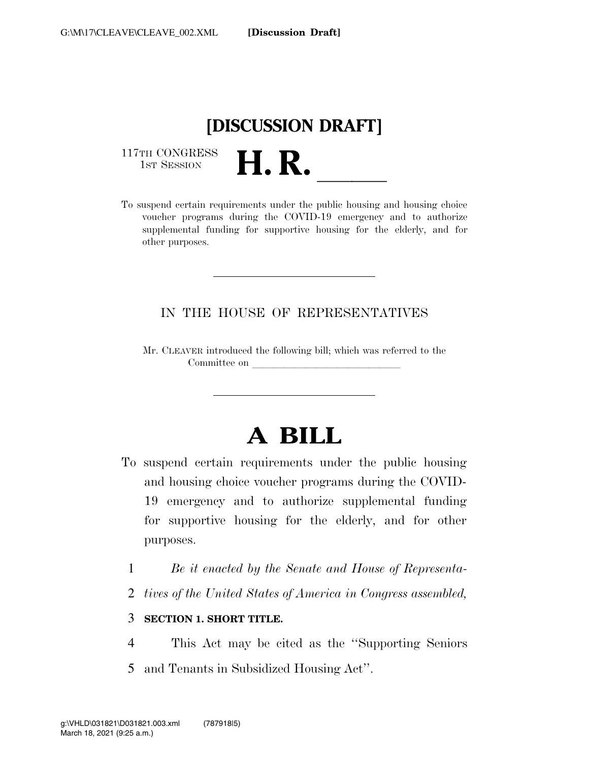**[DISCUSSION DRAFT]**

117TH CONGRESS
1ST SESSION

# H. R. ______

To suspend certain requirements under the public housing and housing choice voucher programs during the COVID-19 emergency and to authorize supplemental funding for supportive housing for the elderly, and for other purposes.

---

IN THE HOUSE OF REPRESENTATIVES

Mr. CLEAVER introduced the following bill; which was referred to the Committee on ______________________________

---

# A BILL

To suspend certain requirements under the public housing and housing choice voucher programs during the COVID-19 emergency and to authorize supplemental funding for supportive housing for the elderly, and for other purposes.

*Be it enacted by the Senate and House of Representatives of the United States of America in Congress assembled,*

**SECTION 1. SHORT TITLE.**

This Act may be cited as the "Supporting Seniors and Tenants in Subsidized Housing Act".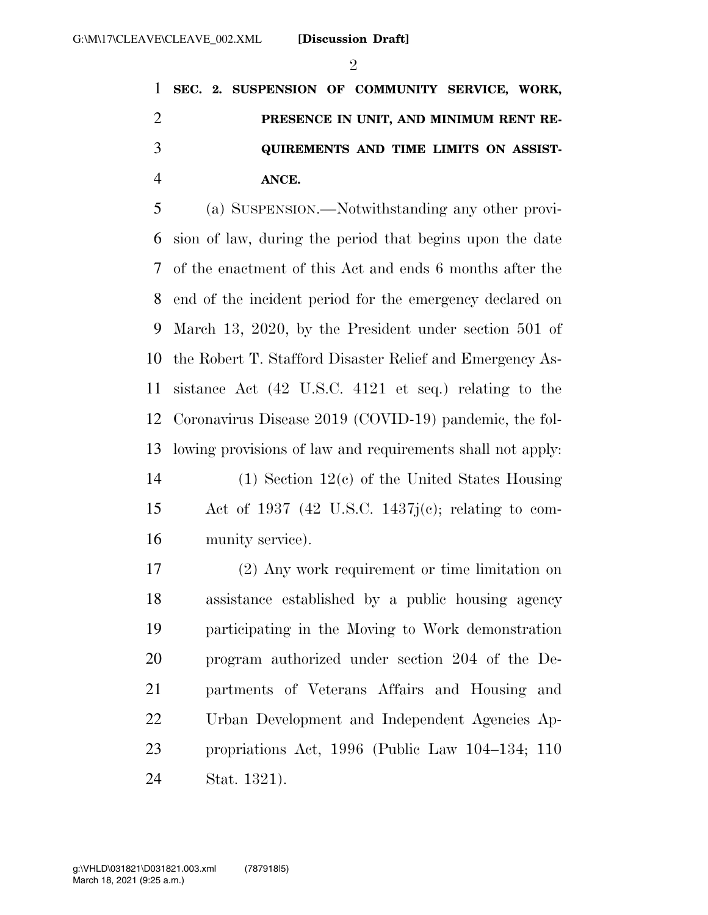**SEC. 2. SUSPENSION OF COMMUNITY SERVICE, WORK, PRESENCE IN UNIT, AND MINIMUM RENT REQUIREMENTS AND TIME LIMITS ON ASSISTANCE.**

(a) SUSPENSION.—Notwithstanding any other provision of law, during the period that begins upon the date of the enactment of this Act and ends 6 months after the end of the incident period for the emergency declared on March 13, 2020, by the President under section 501 of the Robert T. Stafford Disaster Relief and Emergency Assistance Act (42 U.S.C. 4121 et seq.) relating to the Coronavirus Disease 2019 (COVID-19) pandemic, the following provisions of law and requirements shall not apply:

(1) Section 12(c) of the United States Housing Act of 1937 (42 U.S.C. 1437j(c); relating to community service).

(2) Any work requirement or time limitation on assistance established by a public housing agency participating in the Moving to Work demonstration program authorized under section 204 of the Departments of Veterans Affairs and Housing and Urban Development and Independent Agencies Appropriations Act, 1996 (Public Law 104–134; 110 Stat. 1321).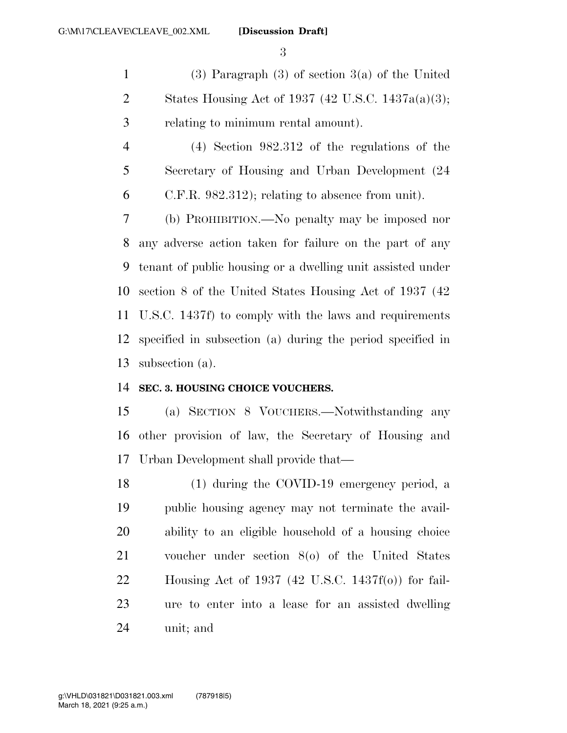(3) Paragraph (3) of section 3(a) of the United States Housing Act of 1937 (42 U.S.C. 1437a(a)(3); relating to minimum rental amount).

(4) Section 982.312 of the regulations of the Secretary of Housing and Urban Development (24 C.F.R. 982.312); relating to absence from unit).

(b) PROHIBITION.—No penalty may be imposed nor any adverse action taken for failure on the part of any tenant of public housing or a dwelling unit assisted under section 8 of the United States Housing Act of 1937 (42 U.S.C. 1437f) to comply with the laws and requirements specified in subsection (a) during the period specified in subsection (a).

**SEC. 3. HOUSING CHOICE VOUCHERS.**

(a) SECTION 8 VOUCHERS.—Notwithstanding any other provision of law, the Secretary of Housing and Urban Development shall provide that—

(1) during the COVID-19 emergency period, a public housing agency may not terminate the availability to an eligible household of a housing choice voucher under section 8(o) of the United States Housing Act of 1937 (42 U.S.C. 1437f(o)) for failure to enter into a lease for an assisted dwelling unit; and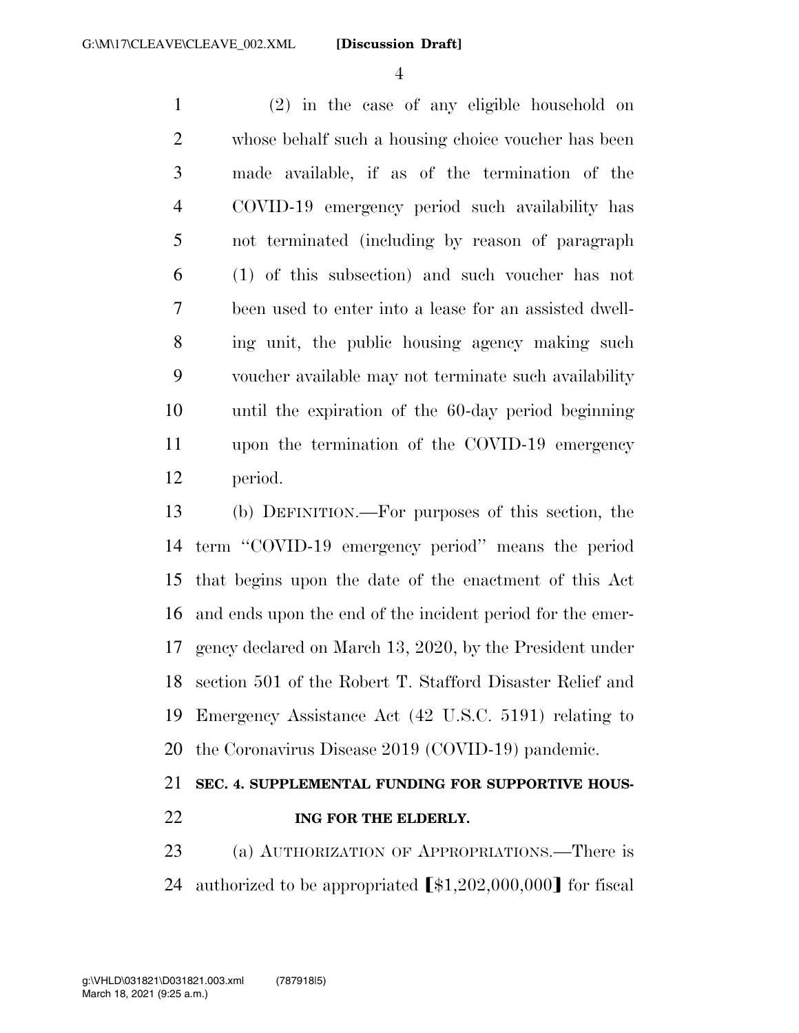(2) in the case of any eligible household on whose behalf such a housing choice voucher has been made available, if as of the termination of the COVID-19 emergency period such availability has not terminated (including by reason of paragraph (1) of this subsection) and such voucher has not been used to enter into a lease for an assisted dwelling unit, the public housing agency making such voucher available may not terminate such availability until the expiration of the 60-day period beginning upon the termination of the COVID-19 emergency period.

(b) DEFINITION.—For purposes of this section, the term "COVID-19 emergency period" means the period that begins upon the date of the enactment of this Act and ends upon the end of the incident period for the emergency declared on March 13, 2020, by the President under section 501 of the Robert T. Stafford Disaster Relief and Emergency Assistance Act (42 U.S.C. 5191) relating to the Coronavirus Disease 2019 (COVID-19) pandemic.

### SEC. 4. SUPPLEMENTAL FUNDING FOR SUPPORTIVE HOUSING FOR THE ELDERLY.

(a) AUTHORIZATION OF APPROPRIATIONS.—There is authorized to be appropriated [$1,202,000,000] for fiscal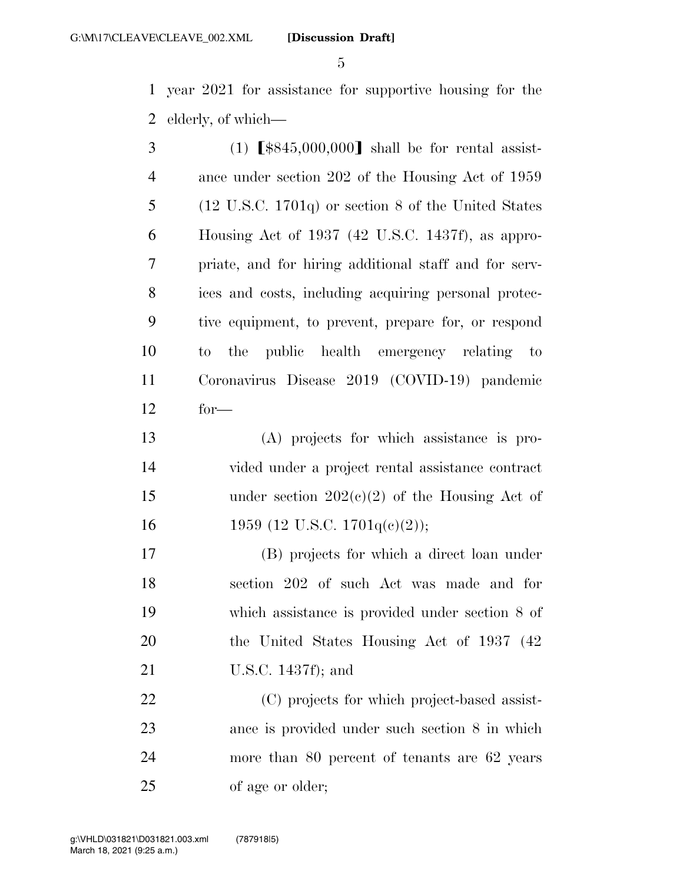year 2021 for assistance for supportive housing for the elderly, of which—

(1) 【$845,000,000】 shall be for rental assistance under section 202 of the Housing Act of 1959 (12 U.S.C. 1701q) or section 8 of the United States Housing Act of 1937 (42 U.S.C. 1437f), as appropriate, and for hiring additional staff and for services and costs, including acquiring personal protective equipment, to prevent, prepare for, or respond to the public health emergency relating to Coronavirus Disease 2019 (COVID-19) pandemic for—

(A) projects for which assistance is provided under a project rental assistance contract under section 202(c)(2) of the Housing Act of 1959 (12 U.S.C. 1701q(c)(2));

(B) projects for which a direct loan under section 202 of such Act was made and for which assistance is provided under section 8 of the United States Housing Act of 1937 (42 U.S.C. 1437f); and

(C) projects for which project-based assistance is provided under such section 8 in which more than 80 percent of tenants are 62 years of age or older;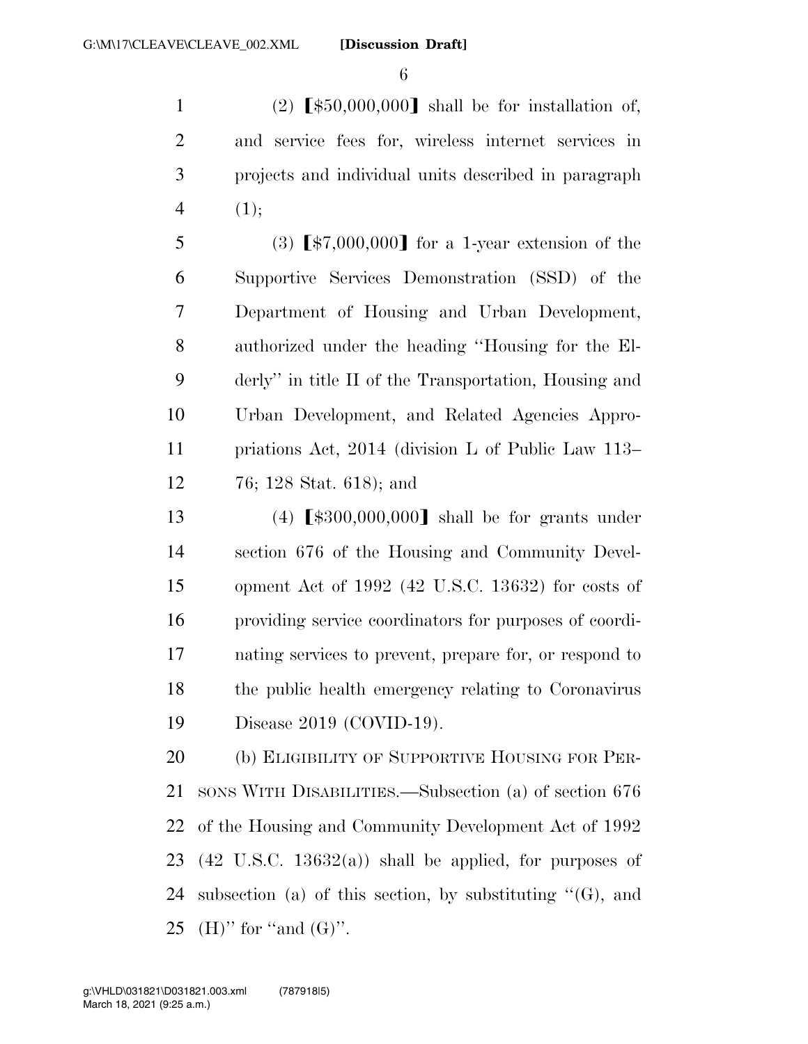(2) 【$50,000,000】 shall be for installation of, and service fees for, wireless internet services in projects and individual units described in paragraph (1);

(3) 【$7,000,000】 for a 1-year extension of the Supportive Services Demonstration (SSD) of the Department of Housing and Urban Development, authorized under the heading ''Housing for the Elderly'' in title II of the Transportation, Housing and Urban Development, and Related Agencies Appropriations Act, 2014 (division L of Public Law 113–76; 128 Stat. 618); and

(4) 【$300,000,000】 shall be for grants under section 676 of the Housing and Community Development Act of 1992 (42 U.S.C. 13632) for costs of providing service coordinators for purposes of coordinating services to prevent, prepare for, or respond to the public health emergency relating to Coronavirus Disease 2019 (COVID-19).

(b) ELIGIBILITY OF SUPPORTIVE HOUSING FOR PERSONS WITH DISABILITIES.—Subsection (a) of section 676 of the Housing and Community Development Act of 1992 (42 U.S.C. 13632(a)) shall be applied, for purposes of subsection (a) of this section, by substituting ''(G), and (H)'' for ''and (G)''.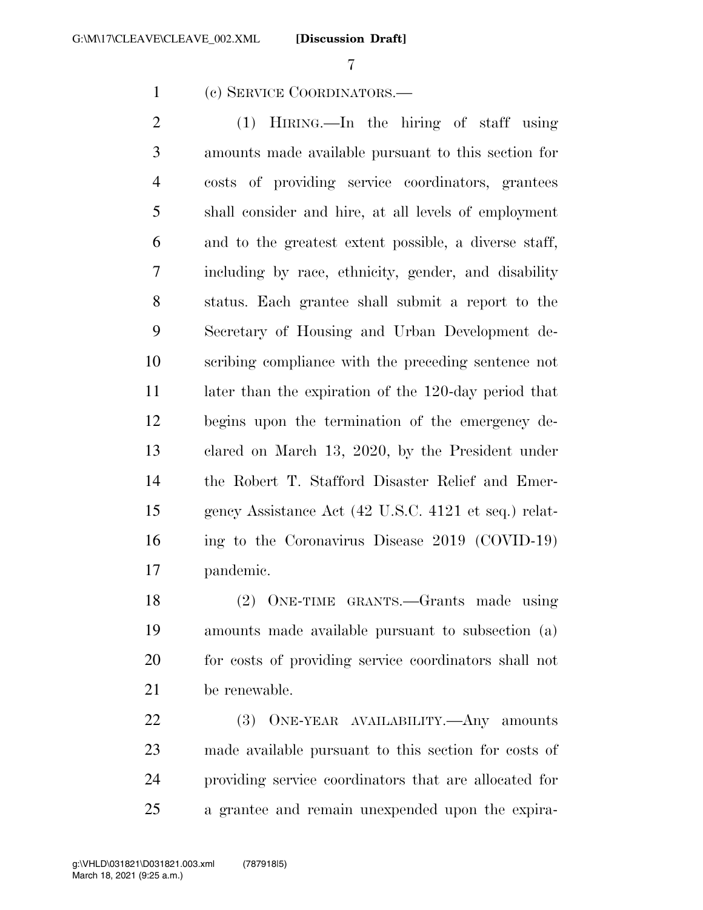(c) SERVICE COORDINATORS.—

(1) HIRING.—In the hiring of staff using amounts made available pursuant to this section for costs of providing service coordinators, grantees shall consider and hire, at all levels of employment and to the greatest extent possible, a diverse staff, including by race, ethnicity, gender, and disability status. Each grantee shall submit a report to the Secretary of Housing and Urban Development describing compliance with the preceding sentence not later than the expiration of the 120-day period that begins upon the termination of the emergency declared on March 13, 2020, by the President under the Robert T. Stafford Disaster Relief and Emergency Assistance Act (42 U.S.C. 4121 et seq.) relating to the Coronavirus Disease 2019 (COVID-19) pandemic.

(2) ONE-TIME GRANTS.—Grants made using amounts made available pursuant to subsection (a) for costs of providing service coordinators shall not be renewable.

(3) ONE-YEAR AVAILABILITY.—Any amounts made available pursuant to this section for costs of providing service coordinators that are allocated for a grantee and remain unexpended upon the expira-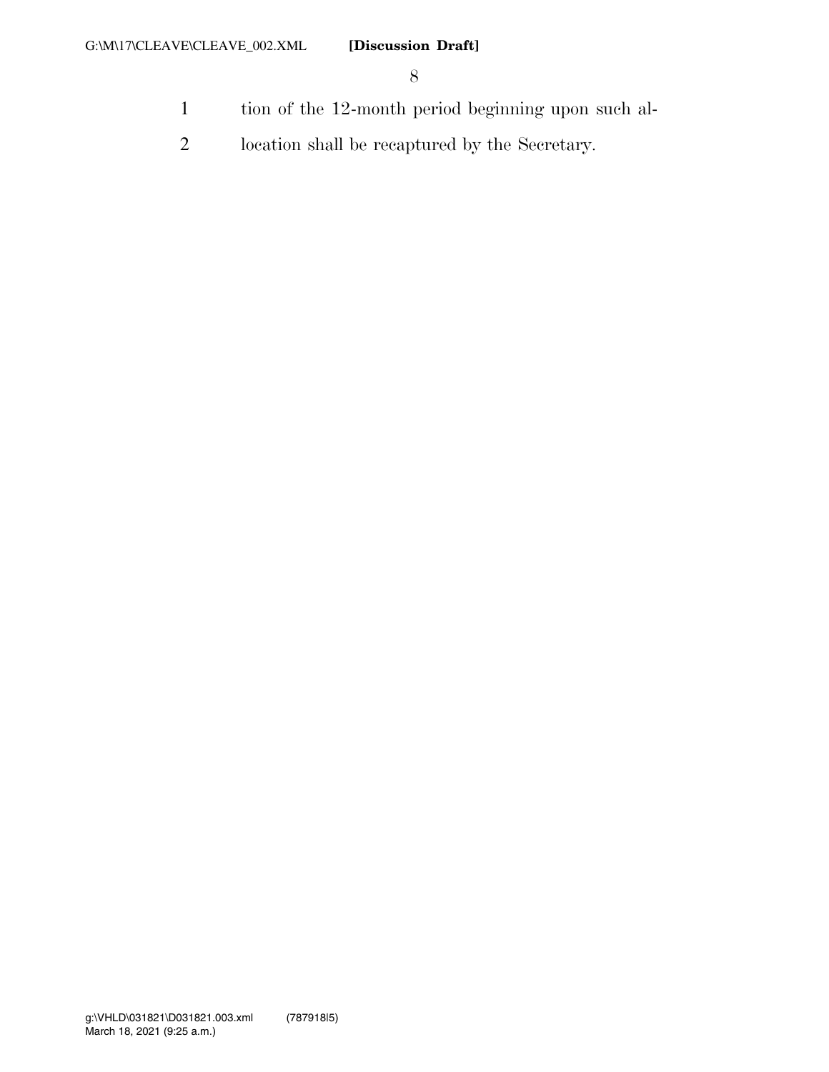tion of the 12-month period beginning upon such allocation shall be recaptured by the Secretary.